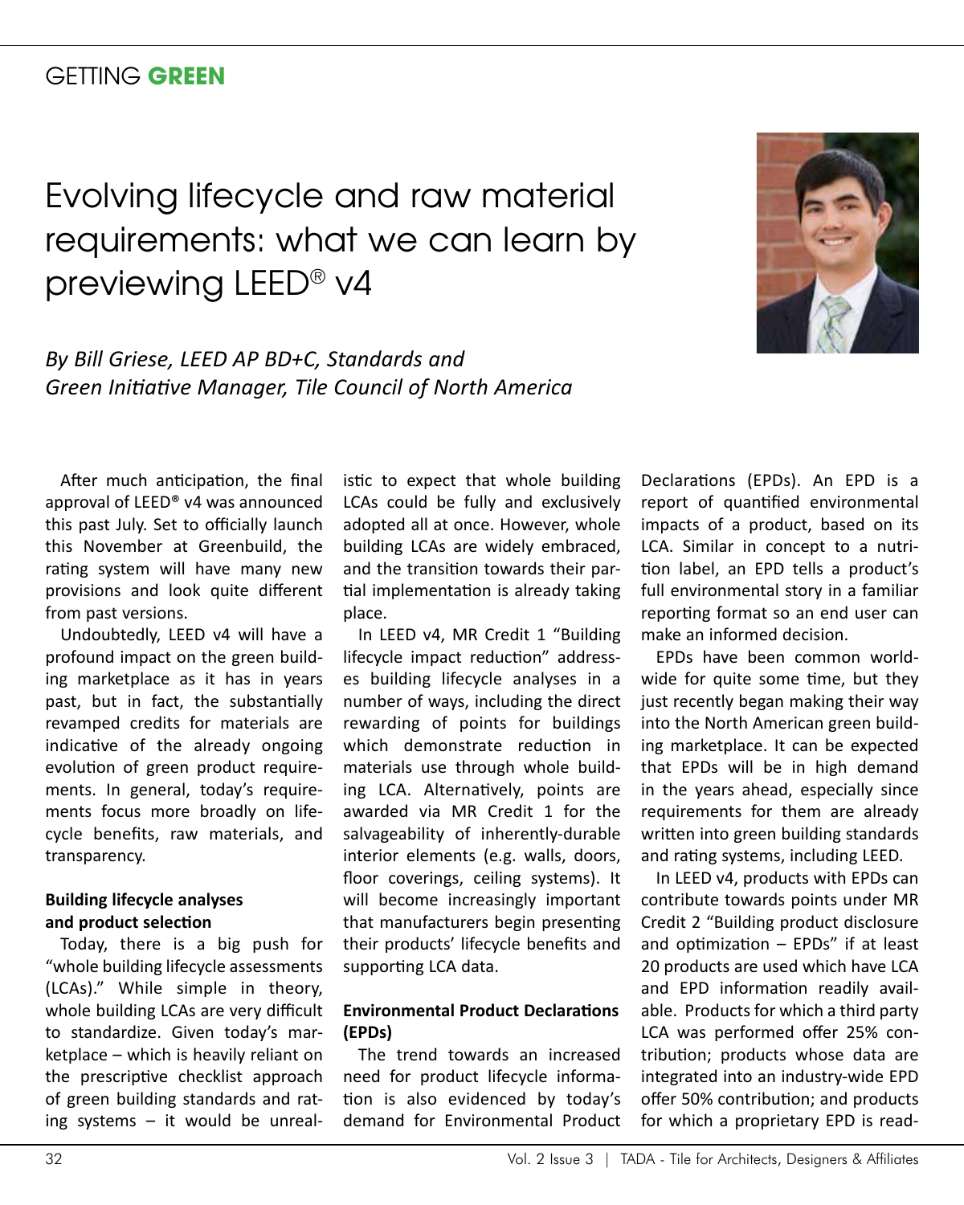GETTING **GREEN**

# Evolving lifecycle and raw material requirements: what we can learn by previewing LEED® v4

*By Bill Griese, LEED AP BD+C, Standards and Green Initiative Manager, Tile Council of North America*

After much anticipation, the final approval of LEED® v4 was announced this past July. Set to officially launch this November at Greenbuild, the rating system will have many new provisions and look quite different from past versions.

Undoubtedly, LEED v4 will have a profound impact on the green building marketplace as it has in years past, but in fact, the substantially revamped credits for materials are indicative of the already ongoing evolution of green product requirements. In general, today's requirements focus more broadly on lifecycle benefits, raw materials, and transparency.

## Building lifecycle analyses and product selection

Today, there is a big push for "whole building lifecycle assessments (LCAs)." While simple in theory, whole building LCAs are very difficult to standardize. Given today's marketplace – which is heavily reliant on the prescriptive checklist approach of green building standards and rating systems – it would be unrealistic to expect that whole building LCAs could be fully and exclusively adopted all at once. However, whole building LCAs are widely embraced, and the transition towards their partial implementation is already taking place.

In LEED v4, MR Credit 1 "Building lifecycle impact reduction" addresses building lifecycle analyses in a number of ways, including the direct rewarding of points for buildings which demonstrate reduction in materials use through whole building LCA. Alternatively, points are awarded via MR Credit 1 for the salvageability of inherently-durable interior elements (e.g. walls, doors, floor coverings, ceiling systems). It will become increasingly important that manufacturers begin presenting their products' lifecycle benefits and supporting LCA data.

## Environmental Product Declarations (EPDs)

The trend towards an increased need for product lifecycle information is also evidenced by today's demand for Environmental Product Declarations (EPDs). An EPD is a report of quantified environmental impacts of a product, based on its LCA. Similar in concept to a nutrition label, an EPD tells a product's full environmental story in a familiar reporting format so an end user can make an informed decision.

EPDs have been common worldwide for quite some time, but they just recently began making their way into the North American green building marketplace. It can be expected that EPDs will be in high demand in the years ahead, especially since requirements for them are already written into green building standards and rating systems, including LEED.

In LEED v4, products with EPDs can contribute towards points under MR Credit 2 "Building product disclosure and optimization – EPDs" if at least 20 products are used which have LCA and EPD information readily available. Products for which a third party LCA was performed offer 25% contribution; products whose data are integrated into an industry-wide EPD offer 50% contribution; and products for which a proprietary EPD is read-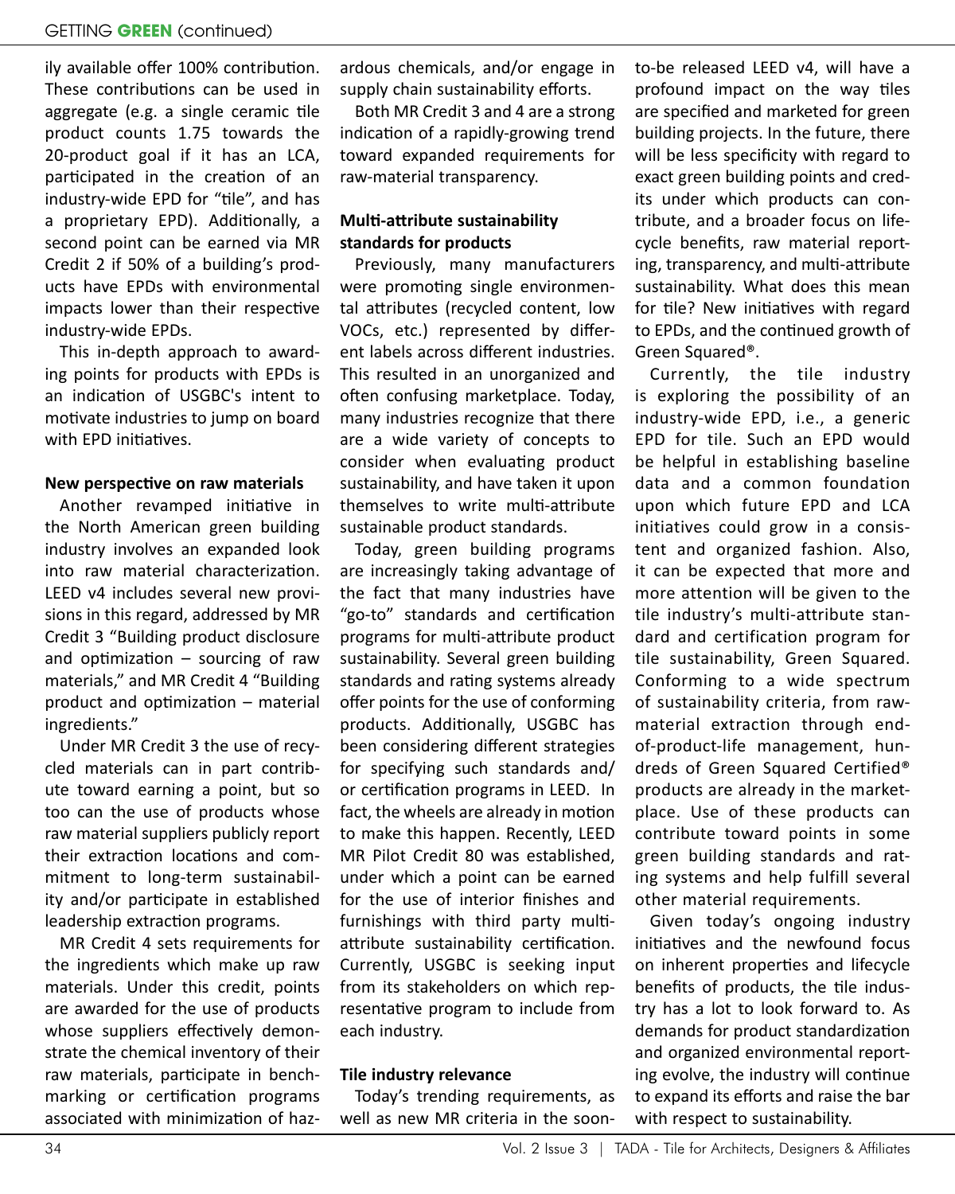ily available offer 100% contribution. These contributions can be used in aggregate (e.g. a single ceramic tile product counts 1.75 towards the 20-product goal if it has an LCA, participated in the creation of an industry-wide EPD for "tile", and has a proprietary EPD). Additionally, a second point can be earned via MR Credit 2 if 50% of a building's products have EPDs with environmental impacts lower than their respective industry-wide EPDs.

This in-depth approach to awarding points for products with EPDs is an indication of USGBC's intent to motivate industries to jump on board with EPD initiatives.

**New perspective on raw materials**

Another revamped initiative in the North American green building industry involves an expanded look into raw material characterization. LEED v4 includes several new provisions in this regard, addressed by MR Credit 3 "Building product disclosure and optimization – sourcing of raw materials," and MR Credit 4 "Building product and optimization – material ingredients."

Under MR Credit 3 the use of recycled materials can in part contribute toward earning a point, but so too can the use of products whose raw material suppliers publicly report their extraction locations and commitment to long-term sustainability and/or participate in established leadership extraction programs.

MR Credit 4 sets requirements for the ingredients which make up raw materials. Under this credit, points are awarded for the use of products whose suppliers effectively demonstrate the chemical inventory of their raw materials, participate in benchmarking or certification programs associated with minimization of hazardous chemicals, and/or engage in supply chain sustainability efforts.

Both MR Credit 3 and 4 are a strong indication of a rapidly-growing trend toward expanded requirements for raw-material transparency.

**Multi-attribute sustainability standards for products**

Previously, many manufacturers were promoting single environmental attributes (recycled content, low VOCs, etc.) represented by different labels across different industries. This resulted in an unorganized and often confusing marketplace. Today, many industries recognize that there are a wide variety of concepts to consider when evaluating product sustainability, and have taken it upon themselves to write multi-attribute sustainable product standards.

Today, green building programs are increasingly taking advantage of the fact that many industries have "go-to" standards and certification programs for multi-attribute product sustainability. Several green building standards and rating systems already offer points for the use of conforming products. Additionally, USGBC has been considering different strategies for specifying such standards and/or certification programs in LEED. In fact, the wheels are already in motion to make this happen. Recently, LEED MR Pilot Credit 80 was established, under which a point can be earned for the use of interior finishes and furnishings with third party multi-attribute sustainability certification. Currently, USGBC is seeking input from its stakeholders on which representative program to include from each industry.

**Tile industry relevance**

Today's trending requirements, as well as new MR criteria in the soon-to-be released LEED v4, will have a profound impact on the way tiles are specified and marketed for green building projects. In the future, there will be less specificity with regard to exact green building points and credits under which products can contribute, and a broader focus on lifecycle benefits, raw material reporting, transparency, and multi-attribute sustainability. What does this mean for tile? New initiatives with regard to EPDs, and the continued growth of Green Squared®.

Currently, the tile industry is exploring the possibility of an industry-wide EPD, i.e., a generic EPD for tile. Such an EPD would be helpful in establishing baseline data and a common foundation upon which future EPD and LCA initiatives could grow in a consistent and organized fashion. Also, it can be expected that more and more attention will be given to the tile industry's multi-attribute standard and certification program for tile sustainability, Green Squared. Conforming to a wide spectrum of sustainability criteria, from raw-material extraction through end-of-product-life management, hundreds of Green Squared Certified® products are already in the marketplace. Use of these products can contribute toward points in some green building standards and rating systems and help fulfill several other material requirements.

Given today's ongoing industry initiatives and the newfound focus on inherent properties and lifecycle benefits of products, the tile industry has a lot to look forward to. As demands for product standardization and organized environmental reporting evolve, the industry will continue to expand its efforts and raise the bar with respect to sustainability.